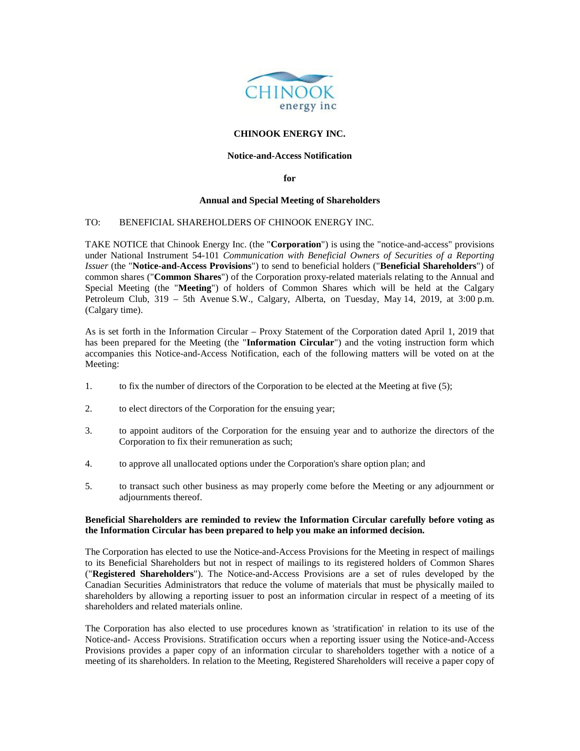# CHINOOK ENERGY INC.

## Notice-and-Access Notification

**for**

## Annual and Special Meeting of Shareholders

TO: BENEFICIAL SHAREHOLDERS OF CHINOOK ENERGY INC.

TAKE NOTICE that Chinook Energy Inc. (the "**Corporation**") is using the "notice-and-access" provisions under National Instrument 54-101 *Communication with Beneficial Owners of Securities of a Reporting Issuer* (the "**Notice-and-Access Provisions**") to send to beneficial holders ("**Beneficial Shareholders**") of common shares ("**Common Shares**") of the Corporation proxy-related materials relating to the Annual and Special Meeting (the "**Meeting**") of holders of Common Shares which will be held at the Calgary Petroleum Club, 319 – 5th Avenue S.W., Calgary, Alberta, on Tuesday, May 14, 2019, at 3:00 p.m. (Calgary time).

As is set forth in the Information Circular – Proxy Statement of the Corporation dated April 1, 2019 that has been prepared for the Meeting (the "**Information Circular**") and the voting instruction form which accompanies this Notice-and-Access Notification, each of the following matters will be voted on at the Meeting:

1. to fix the number of directors of the Corporation to be elected at the Meeting at five (5);
2. to elect directors of the Corporation for the ensuing year;
3. to appoint auditors of the Corporation for the ensuing year and to authorize the directors of the Corporation to fix their remuneration as such;
4. to approve all unallocated options under the Corporation's share option plan; and
5. to transact such other business as may properly come before the Meeting or any adjournment or adjournments thereof.

**Beneficial Shareholders are reminded to review the Information Circular carefully before voting as the Information Circular has been prepared to help you make an informed decision.**

The Corporation has elected to use the Notice-and-Access Provisions for the Meeting in respect of mailings to its Beneficial Shareholders but not in respect of mailings to its registered holders of Common Shares ("**Registered Shareholders**"). The Notice-and-Access Provisions are a set of rules developed by the Canadian Securities Administrators that reduce the volume of materials that must be physically mailed to shareholders by allowing a reporting issuer to post an information circular in respect of a meeting of its shareholders and related materials online.

The Corporation has also elected to use procedures known as 'stratification' in relation to its use of the Notice-and- Access Provisions. Stratification occurs when a reporting issuer using the Notice-and-Access Provisions provides a paper copy of an information circular to shareholders together with a notice of a meeting of its shareholders. In relation to the Meeting, Registered Shareholders will receive a paper copy of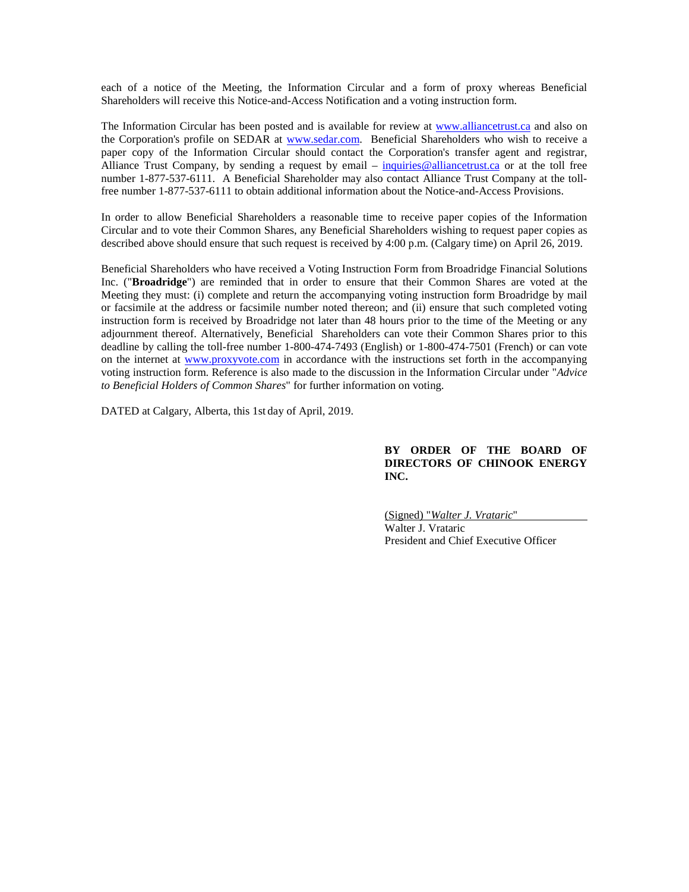each of a notice of the Meeting, the Information Circular and a form of proxy whereas Beneficial Shareholders will receive this Notice-and-Access Notification and a voting instruction form.

The Information Circular has been posted and is available for review at www.alliancetrust.ca and also on the Corporation's profile on SEDAR at www.sedar.com. Beneficial Shareholders who wish to receive a paper copy of the Information Circular should contact the Corporation's transfer agent and registrar, Alliance Trust Company, by sending a request by email – inquiries@alliancetrust.ca or at the toll free number 1-877-537-6111. A Beneficial Shareholder may also contact Alliance Trust Company at the toll-free number 1-877-537-6111 to obtain additional information about the Notice-and-Access Provisions.

In order to allow Beneficial Shareholders a reasonable time to receive paper copies of the Information Circular and to vote their Common Shares, any Beneficial Shareholders wishing to request paper copies as described above should ensure that such request is received by 4:00 p.m. (Calgary time) on April 26, 2019.

Beneficial Shareholders who have received a Voting Instruction Form from Broadridge Financial Solutions Inc. ("**Broadridge**") are reminded that in order to ensure that their Common Shares are voted at the Meeting they must: (i) complete and return the accompanying voting instruction form Broadridge by mail or facsimile at the address or facsimile number noted thereon; and (ii) ensure that such completed voting instruction form is received by Broadridge not later than 48 hours prior to the time of the Meeting or any adjournment thereof. Alternatively, Beneficial Shareholders can vote their Common Shares prior to this deadline by calling the toll-free number 1-800-474-7493 (English) or 1-800-474-7501 (French) or can vote on the internet at www.proxyvote.com in accordance with the instructions set forth in the accompanying voting instruction form. Reference is also made to the discussion in the Information Circular under "*Advice to Beneficial Holders of Common Shares*" for further information on voting.

DATED at Calgary, Alberta, this 1st day of April, 2019.

**BY ORDER OF THE BOARD OF DIRECTORS OF CHINOOK ENERGY INC.**

(Signed) "*Walter J. Vrataric*"
Walter J. Vrataric
President and Chief Executive Officer